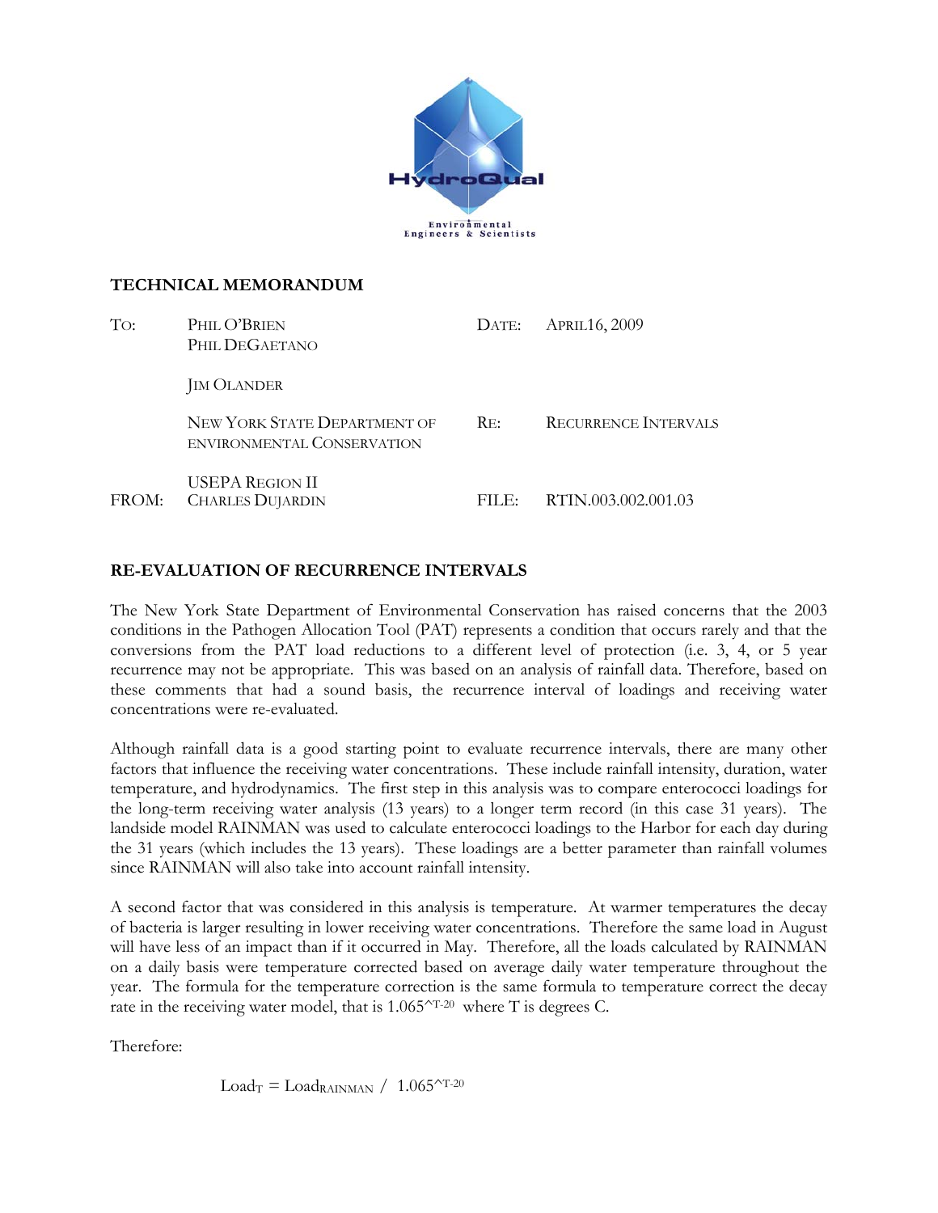HydroQual

Environmental Engineers & Scientists

**TECHNICAL MEMORANDUM**

| | | | |
|---|---|---|---|
| TO: | PHIL O'BRIEN<br>PHIL DEGAETANO | DATE: | APRIL16, 2009 |
| | JIM OLANDER | | |
| | NEW YORK STATE DEPARTMENT OF ENVIRONMENTAL CONSERVATION | RE: | RECURRENCE INTERVALS |
| | USEPA REGION II | | |
| FROM: | CHARLES DUJARDIN | FILE: | RTIN.003.002.001.03 |

## RE-EVALUATION OF RECURRENCE INTERVALS

The New York State Department of Environmental Conservation has raised concerns that the 2003 conditions in the Pathogen Allocation Tool (PAT) represents a condition that occurs rarely and that the conversions from the PAT load reductions to a different level of protection (i.e. 3, 4, or 5 year recurrence may not be appropriate. This was based on an analysis of rainfall data. Therefore, based on these comments that had a sound basis, the recurrence interval of loadings and receiving water concentrations were re-evaluated.

Although rainfall data is a good starting point to evaluate recurrence intervals, there are many other factors that influence the receiving water concentrations. These include rainfall intensity, duration, water temperature, and hydrodynamics. The first step in this analysis was to compare enterococci loadings for the long-term receiving water analysis (13 years) to a longer term record (in this case 31 years). The landside model RAINMAN was used to calculate enterococci loadings to the Harbor for each day during the 31 years (which includes the 13 years). These loadings are a better parameter than rainfall volumes since RAINMAN will also take into account rainfall intensity.

A second factor that was considered in this analysis is temperature. At warmer temperatures the decay of bacteria is larger resulting in lower receiving water concentrations. Therefore the same load in August will have less of an impact than if it occurred in May. Therefore, all the loads calculated by RAINMAN on a daily basis were temperature corrected based on average daily water temperature throughout the year. The formula for the temperature correction is the same formula to temperature correct the decay rate in the receiving water model, that is $1.065^{T-20}$ where T is degrees C.

Therefore:

$$Load_T = Load_{RAINMAN} \;/\; 1.065^{T-20}$$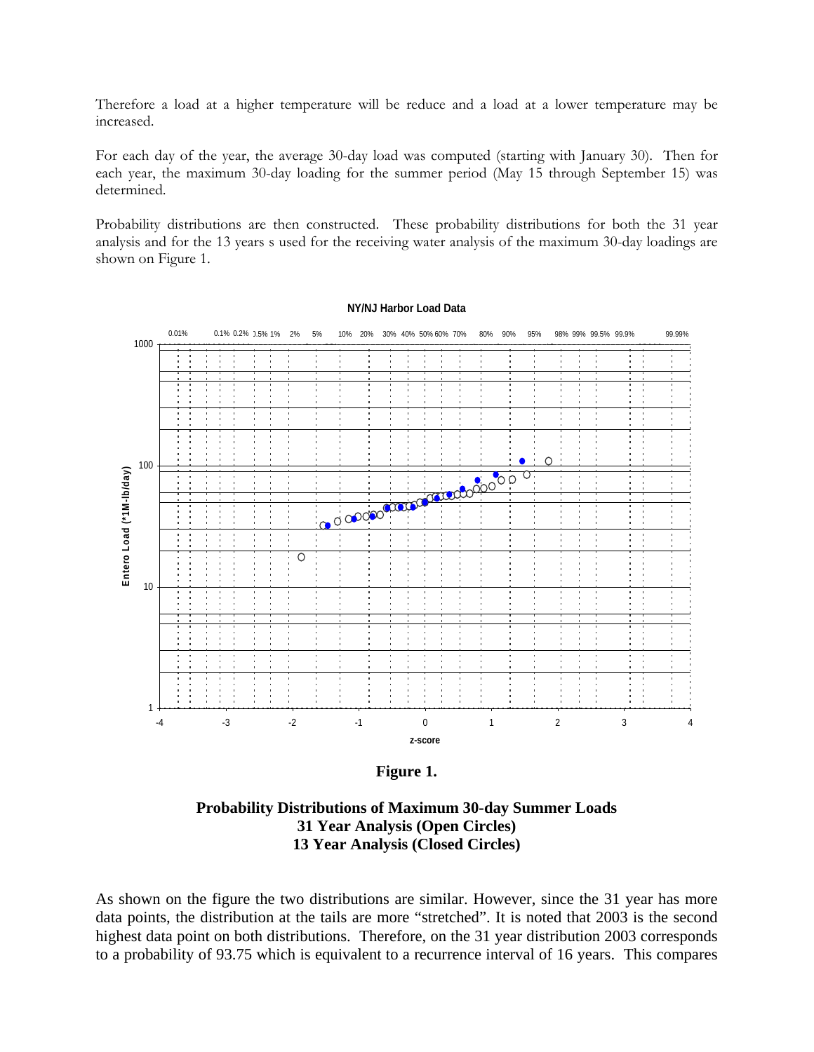Therefore a load at a higher temperature will be reduce and a load at a lower temperature may be increased.

For each day of the year, the average 30-day load was computed (starting with January 30). Then for each year, the maximum 30-day loading for the summer period (May 15 through September 15) was determined.

Probability distributions are then constructed. These probability distributions for both the 31 year analysis and for the 13 years s used for the receiving water analysis of the maximum 30-day loadings are shown on Figure 1.

**Figure 1.**

**Probability Distributions of Maximum 30-day Summer Loads**
**31 Year Analysis (Open Circles)**
**13 Year Analysis (Closed Circles)**

As shown on the figure the two distributions are similar. However, since the 31 year has more data points, the distribution at the tails are more "stretched". It is noted that 2003 is the second highest data point on both distributions. Therefore, on the 31 year distribution 2003 corresponds to a probability of 93.75 which is equivalent to a recurrence interval of 16 years. This compares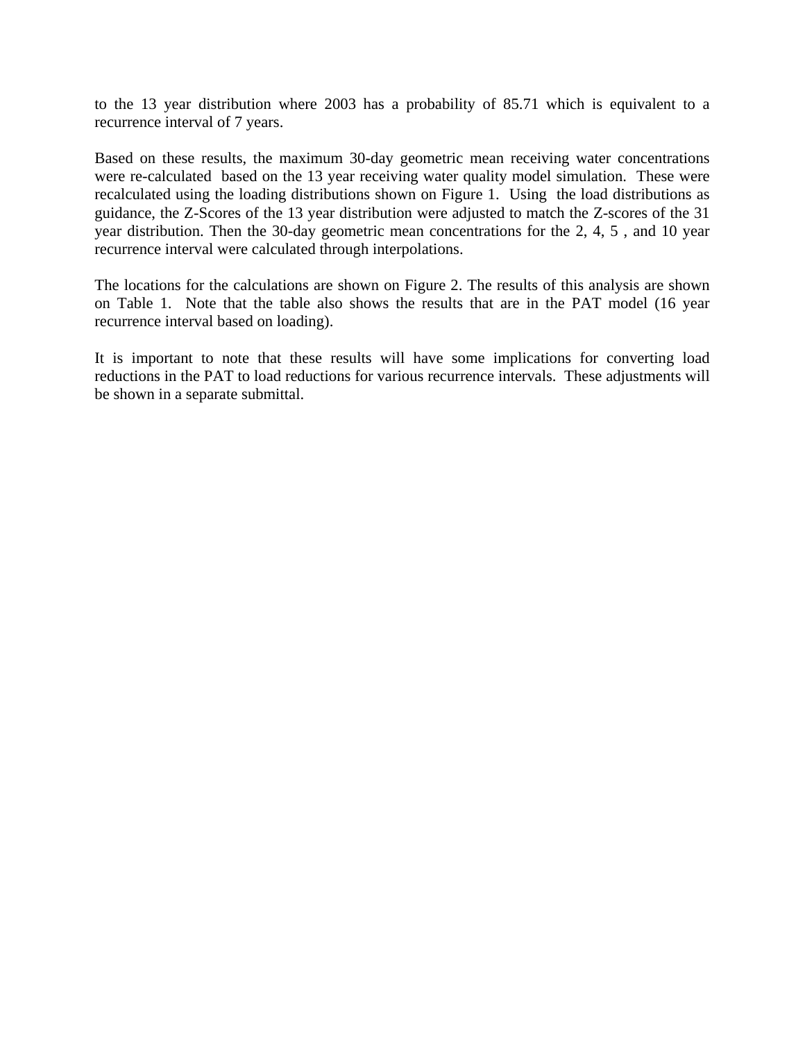to the 13 year distribution where 2003 has a probability of 85.71 which is equivalent to a recurrence interval of 7 years.

Based on these results, the maximum 30-day geometric mean receiving water concentrations were re-calculated based on the 13 year receiving water quality model simulation. These were recalculated using the loading distributions shown on Figure 1. Using the load distributions as guidance, the Z-Scores of the 13 year distribution were adjusted to match the Z-scores of the 31 year distribution. Then the 30-day geometric mean concentrations for the 2, 4, 5 , and 10 year recurrence interval were calculated through interpolations.

The locations for the calculations are shown on Figure 2. The results of this analysis are shown on Table 1. Note that the table also shows the results that are in the PAT model (16 year recurrence interval based on loading).

It is important to note that these results will have some implications for converting load reductions in the PAT to load reductions for various recurrence intervals. These adjustments will be shown in a separate submittal.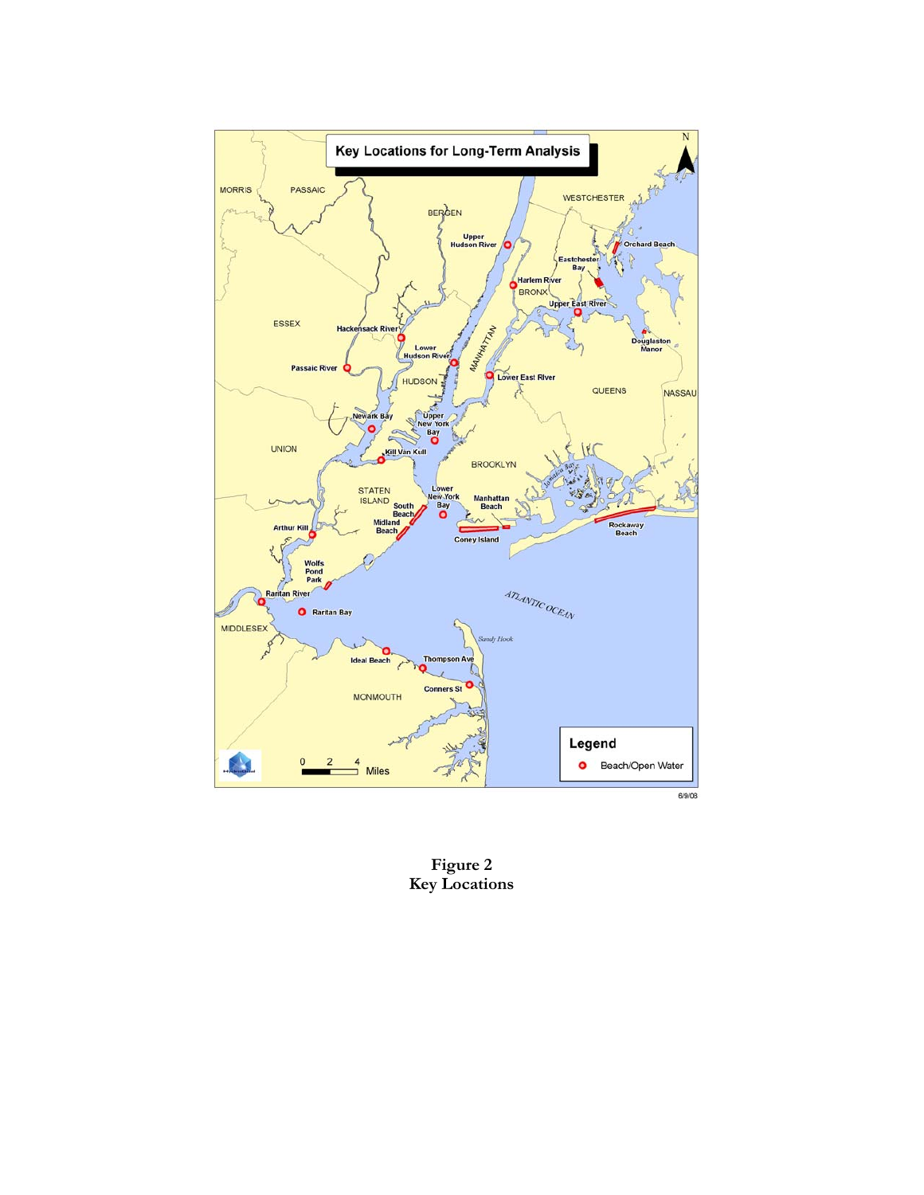**Figure 2**
**Key Locations**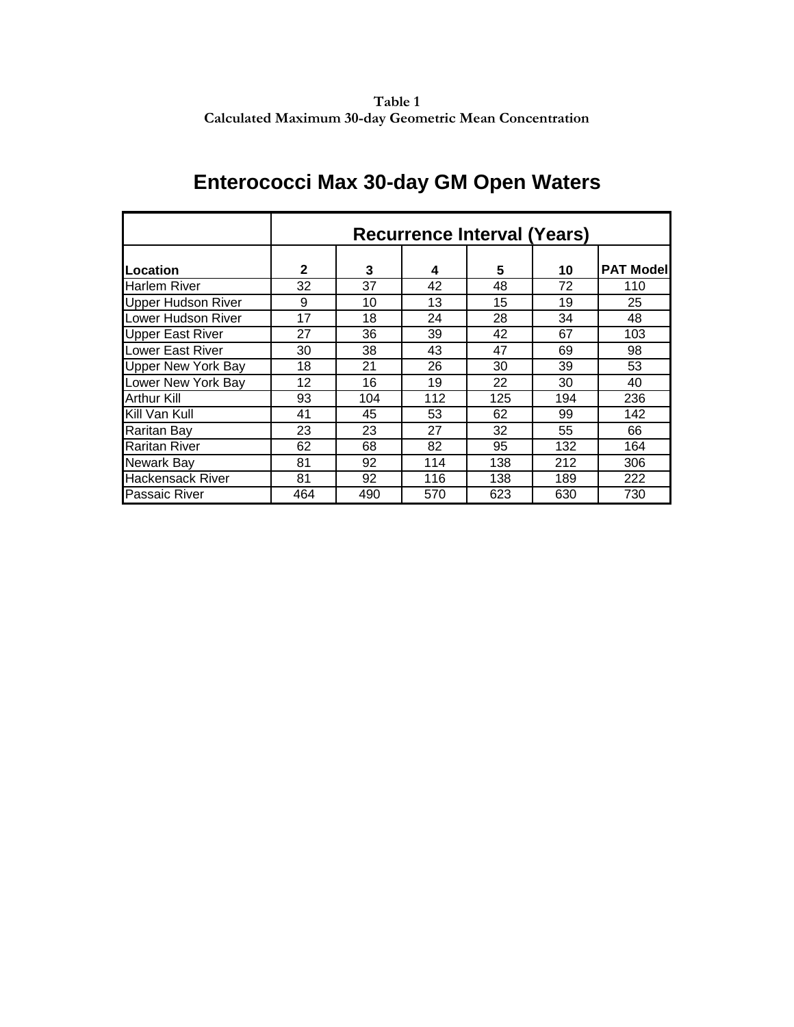**Table 1**
**Calculated Maximum 30-day Geometric Mean Concentration**

## Enterococci Max 30-day GM Open Waters

| | Recurrence Interval (Years) | | | | | |
|---|---|---|---|---|---|---|
| **Location** | **2** | **3** | **4** | **5** | **10** | **PAT Model** |
| Harlem River | 32 | 37 | 42 | 48 | 72 | 110 |
| Upper Hudson River | 9 | 10 | 13 | 15 | 19 | 25 |
| Lower Hudson River | 17 | 18 | 24 | 28 | 34 | 48 |
| Upper East River | 27 | 36 | 39 | 42 | 67 | 103 |
| Lower East River | 30 | 38 | 43 | 47 | 69 | 98 |
| Upper New York Bay | 18 | 21 | 26 | 30 | 39 | 53 |
| Lower New York Bay | 12 | 16 | 19 | 22 | 30 | 40 |
| Arthur Kill | 93 | 104 | 112 | 125 | 194 | 236 |
| Kill Van Kull | 41 | 45 | 53 | 62 | 99 | 142 |
| Raritan Bay | 23 | 23 | 27 | 32 | 55 | 66 |
| Raritan River | 62 | 68 | 82 | 95 | 132 | 164 |
| Newark Bay | 81 | 92 | 114 | 138 | 212 | 306 |
| Hackensack River | 81 | 92 | 116 | 138 | 189 | 222 |
| Passaic River | 464 | 490 | 570 | 623 | 630 | 730 |